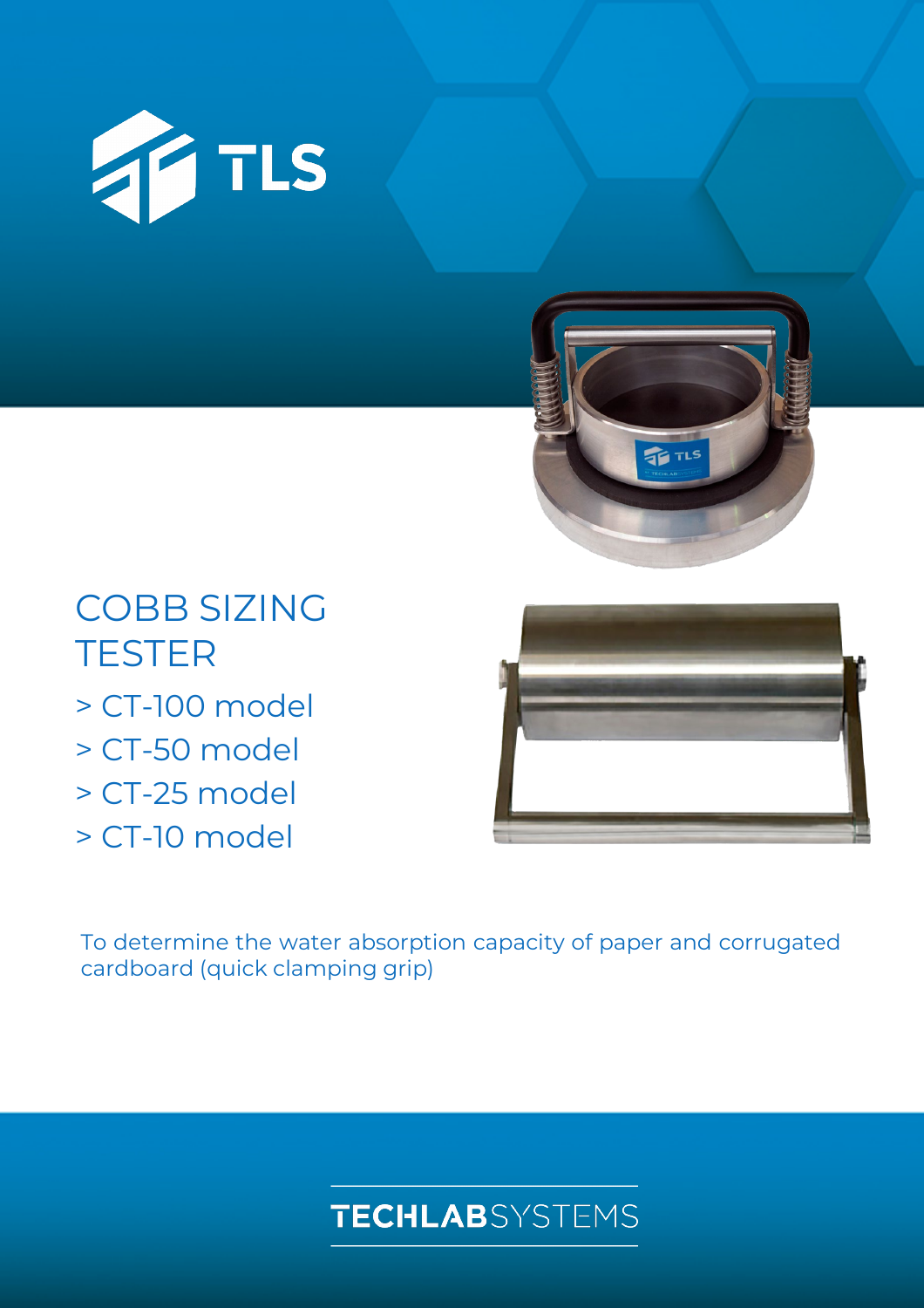TLS

# COBB SIZING TESTER

> CT-100 model
> CT-50 model
> CT-25 model
> CT-10 model

To determine the water absorption capacity of paper and corrugated cardboard (quick clamping grip)

TECHLABSYSTEMS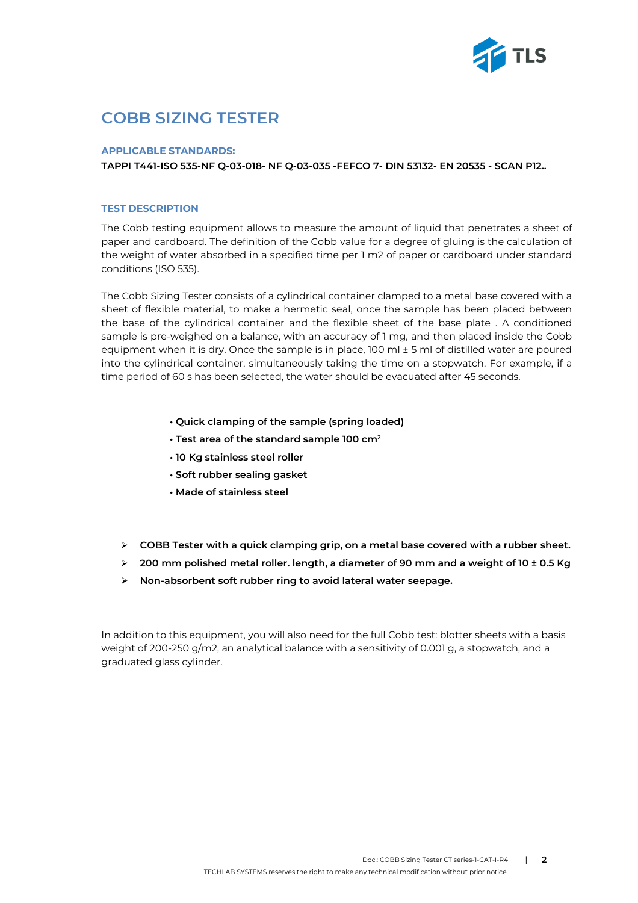# COBB SIZING TESTER

### APPLICABLE STANDARDS:

**TAPPI T441-ISO 535-NF Q-03-018- NF Q-03-035 -FEFCO 7- DIN 53132- EN 20535 - SCAN P12..**

### TEST DESCRIPTION

The Cobb testing equipment allows to measure the amount of liquid that penetrates a sheet of paper and cardboard. The definition of the Cobb value for a degree of gluing is the calculation of the weight of water absorbed in a specified time per 1 m2 of paper or cardboard under standard conditions (ISO 535).

The Cobb Sizing Tester consists of a cylindrical container clamped to a metal base covered with a sheet of flexible material, to make a hermetic seal, once the sample has been placed between the base of the cylindrical container and the flexible sheet of the base plate . A conditioned sample is pre-weighed on a balance, with an accuracy of 1 mg, and then placed inside the Cobb equipment when it is dry. Once the sample is in place, 100 ml ± 5 ml of distilled water are poured into the cylindrical container, simultaneously taking the time on a stopwatch. For example, if a time period of 60 s has been selected, the water should be evacuated after 45 seconds.

- **Quick clamping of the sample (spring loaded)**
- **Test area of the standard sample 100 cm$^2$**
- **10 Kg stainless steel roller**
- **Soft rubber sealing gasket**
- **Made of stainless steel**

- **COBB Tester with a quick clamping grip, on a metal base covered with a rubber sheet.**
- **200 mm polished metal roller. length, a diameter of 90 mm and a weight of 10 ± 0.5 Kg**
- **Non-absorbent soft rubber ring to avoid lateral water seepage.**

In addition to this equipment, you will also need for the full Cobb test: blotter sheets with a basis weight of 200-250 g/m2, an analytical balance with a sensitivity of 0.001 g, a stopwatch, and a graduated glass cylinder.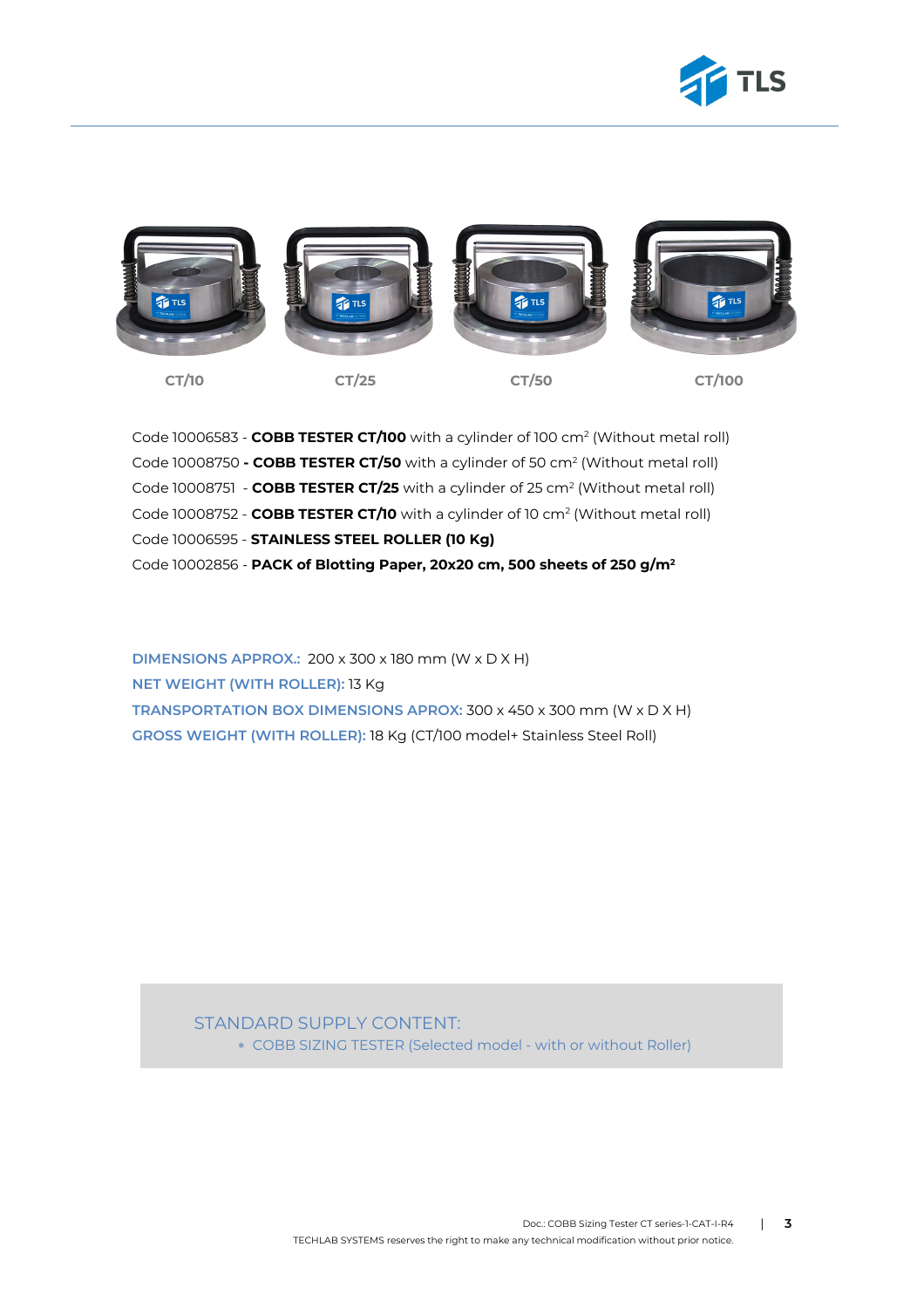CT/10

CT/25

CT/50

CT/100

Code 10006583 - **COBB TESTER CT/100** with a cylinder of 100 $cm^2$ (Without metal roll)

Code 10008750 **- COBB TESTER CT/50** with a cylinder of 50 $cm^2$ (Without metal roll)

Code 10008751 - **COBB TESTER CT/25** with a cylinder of 25 $cm^2$ (Without metal roll)

Code 10008752 - **COBB TESTER CT/10** with a cylinder of 10 $cm^2$ (Without metal roll)

Code 10006595 - **STAINLESS STEEL ROLLER (10 Kg)**

Code 10002856 - **PACK of Blotting Paper, 20x20 cm, 500 sheets of 250 g/$m^2$**

**DIMENSIONS APPROX.:** 200 x 300 x 180 mm (W x D X H)

**NET WEIGHT (WITH ROLLER):** 13 Kg

**TRANSPORTATION BOX DIMENSIONS APROX:** 300 x 450 x 300 mm (W x D X H)

**GROSS WEIGHT (WITH ROLLER):** 18 Kg (CT/100 model+ Stainless Steel Roll)

## STANDARD SUPPLY CONTENT:

- COBB SIZING TESTER (Selected model - with or without Roller)

Doc.: COBB Sizing Tester CT series-1-CAT-I-R4

TECHLAB SYSTEMS reserves the right to make any technical modification without prior notice.